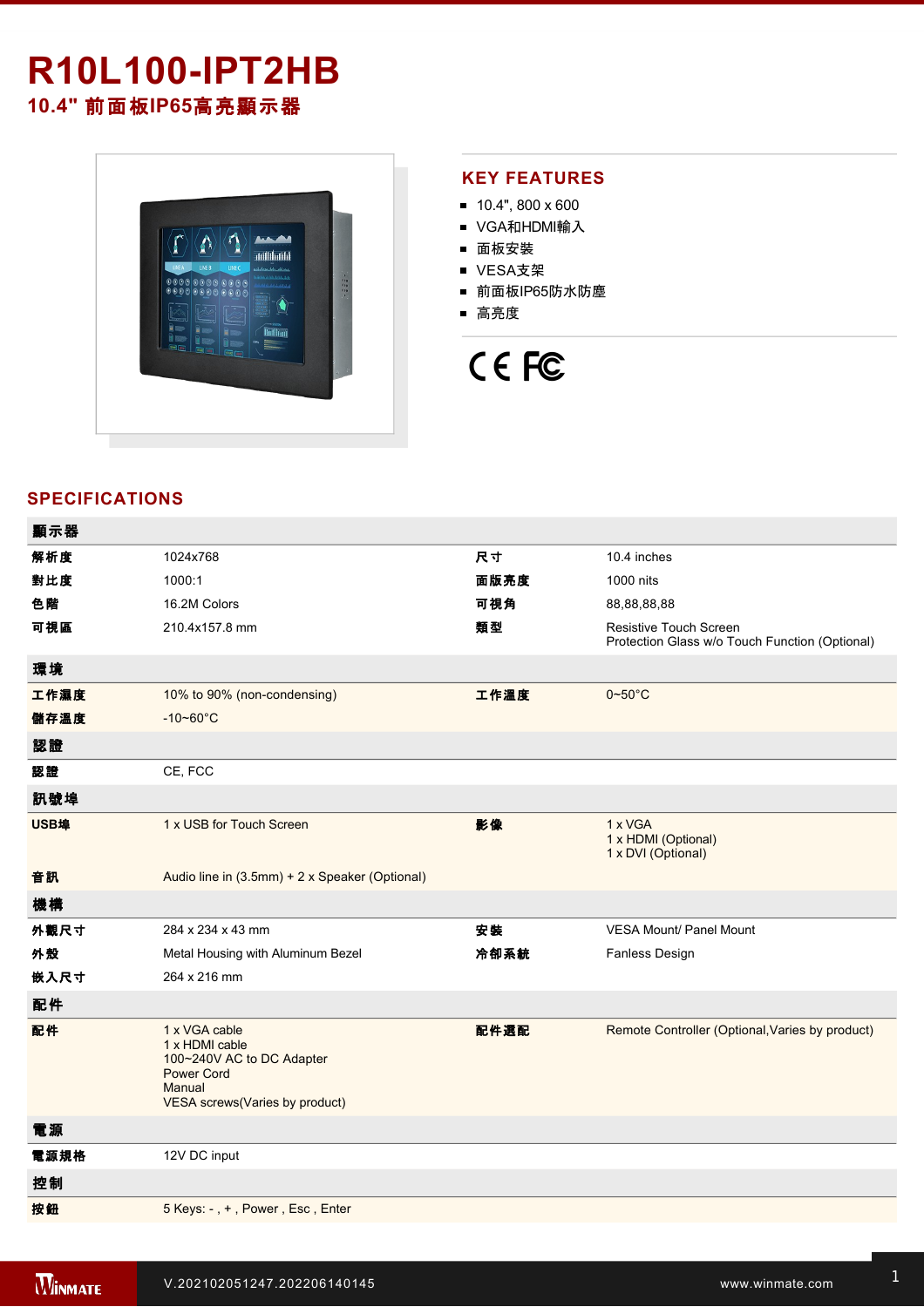# R10L100-IPT2HB

## 10.4" 前面板IP65高亮顯示器

## KEY FEATURES

- 10.4", 800 x 600
- VGA和HDMI輸入
- 面板安裝
- VESA支架
- 前面板IP65防水防塵
- 高亮度

CE FC

## SPECIFICATIONS

| 顯示器 | | | |
|---|---|---|---|
| 解析度 | 1024x768 | 尺寸 | 10.4 inches |
| 對比度 | 1000:1 | 面版亮度 | 1000 nits |
| 色階 | 16.2M Colors | 可視角 | 88,88,88,88 |
| 可視區 | 210.4x157.8 mm | 類型 | Resistive Touch Screen<br>Protection Glass w/o Touch Function (Optional) |
| **環境** | | | |
| 工作濕度 | 10% to 90% (non-condensing) | 工作溫度 | 0~50°C |
| 儲存溫度 | -10~60°C | | |
| **認證** | | | |
| 認證 | CE, FCC | | |
| **訊號埠** | | | |
| USB埠 | 1 x USB for Touch Screen | 影像 | 1 x VGA<br>1 x HDMI (Optional)<br>1 x DVI (Optional) |
| 音訊 | Audio line in (3.5mm) + 2 x Speaker (Optional) | | |
| **機構** | | | |
| 外觀尺寸 | 284 x 234 x 43 mm | 安裝 | VESA Mount/ Panel Mount |
| 外殼 | Metal Housing with Aluminum Bezel | 冷卻系統 | Fanless Design |
| 嵌入尺寸 | 264 x 216 mm | | |
| **配件** | | | |
| 配件 | 1 x VGA cable<br>1 x HDMI cable<br>100~240V AC to DC Adapter<br>Power Cord<br>Manual<br>VESA screws(Varies by product) | 配件選配 | Remote Controller (Optional,Varies by product) |
| **電源** | | | |
| 電源規格 | 12V DC input | | |
| **控制** | | | |
| 按鈕 | 5 Keys: - , + , Power , Esc , Enter | | |

V.202102051247.202206140145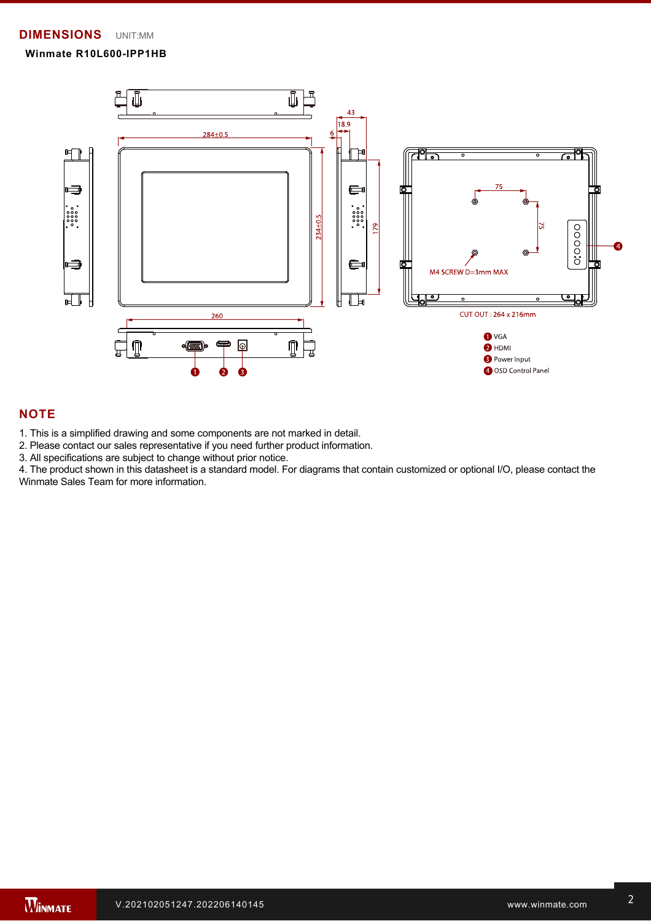## DIMENSIONS UNIT:MM

**Winmate R10L600-IPP1HB**

284±0.5

234±0.5

43

18.9

6

179

260

75

75

M4 SCREW D=3mm MAX

CUT OUT : 264 x 216mm

1 VGA

2 HDMI

3 Power Input

4 OSD Control Panel

## NOTE

1. This is a simplified drawing and some components are not marked in detail.
2. Please contact our sales representative if you need further product information.
3. All specifications are subject to change without prior notice.
4. The product shown in this datasheet is a standard model. For diagrams that contain customized or optional I/O, please contact the Winmate Sales Team for more information.